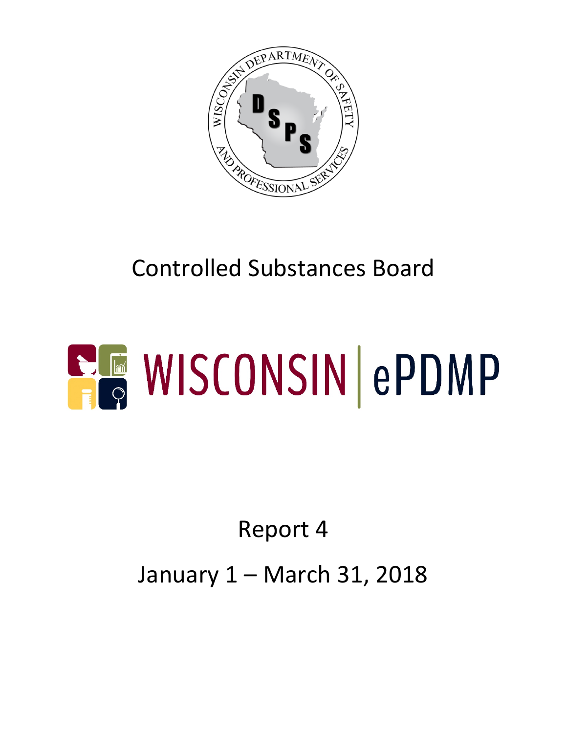Controlled Substances Board

# WISCONSIN | ePDMP

Report 4

January 1 – March 31, 2018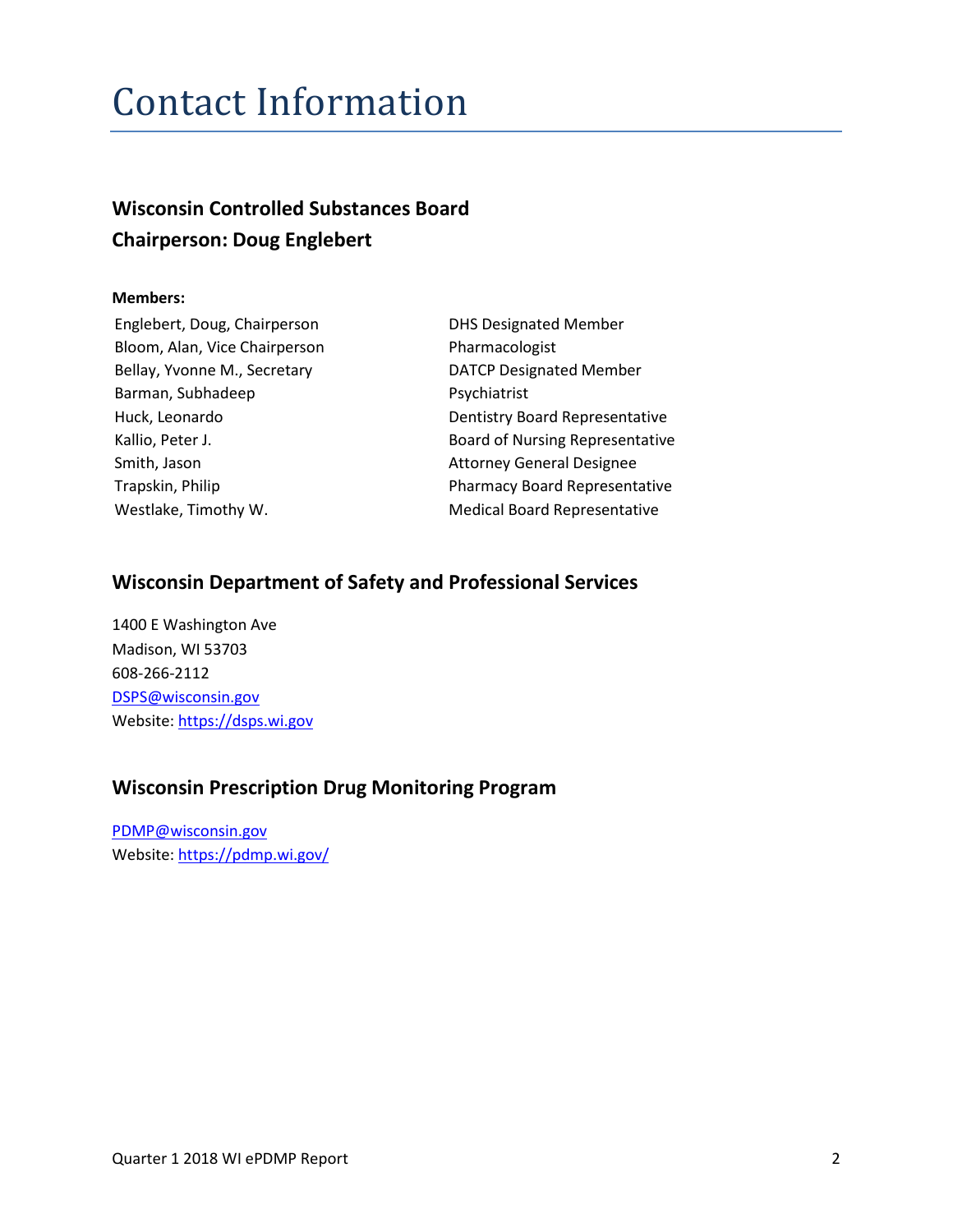# Contact Information

### Wisconsin Controlled Substances Board
### Chairperson: Doug Englebert

**Members:**

| | |
|---|---|
| Englebert, Doug, Chairperson | DHS Designated Member |
| Bloom, Alan, Vice Chairperson | Pharmacologist |
| Bellay, Yvonne M., Secretary | DATCP Designated Member |
| Barman, Subhadeep | Psychiatrist |
| Huck, Leonardo | Dentistry Board Representative |
| Kallio, Peter J. | Board of Nursing Representative |
| Smith, Jason | Attorney General Designee |
| Trapskin, Philip | Pharmacy Board Representative |
| Westlake, Timothy W. | Medical Board Representative |

### Wisconsin Department of Safety and Professional Services

1400 E Washington Ave
Madison, WI 53703
608-266-2112
DSPS@wisconsin.gov
Website: https://dsps.wi.gov

### Wisconsin Prescription Drug Monitoring Program

PDMP@wisconsin.gov
Website: https://pdmp.wi.gov/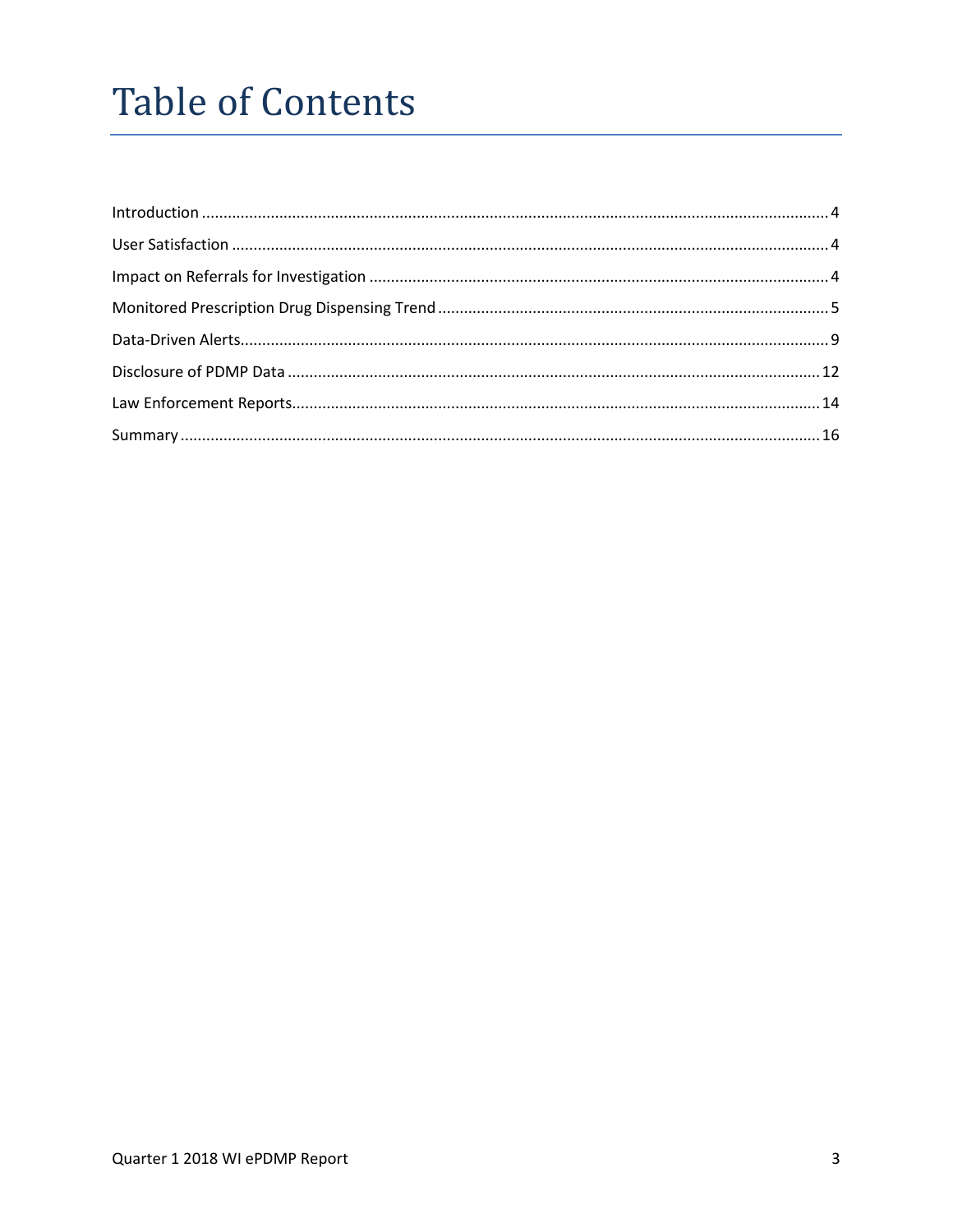# Table of Contents

Introduction ........................................................................................................................................ 4

User Satisfaction ................................................................................................................................. 4

Impact on Referrals for Investigation ................................................................................................. 4

Monitored Prescription Drug Dispensing Trend .................................................................................. 5

Data-Driven Alerts................................................................................................................................ 9

Disclosure of PDMP Data .................................................................................................................. 12

Law Enforcement Reports.................................................................................................................. 14

Summary ............................................................................................................................................ 16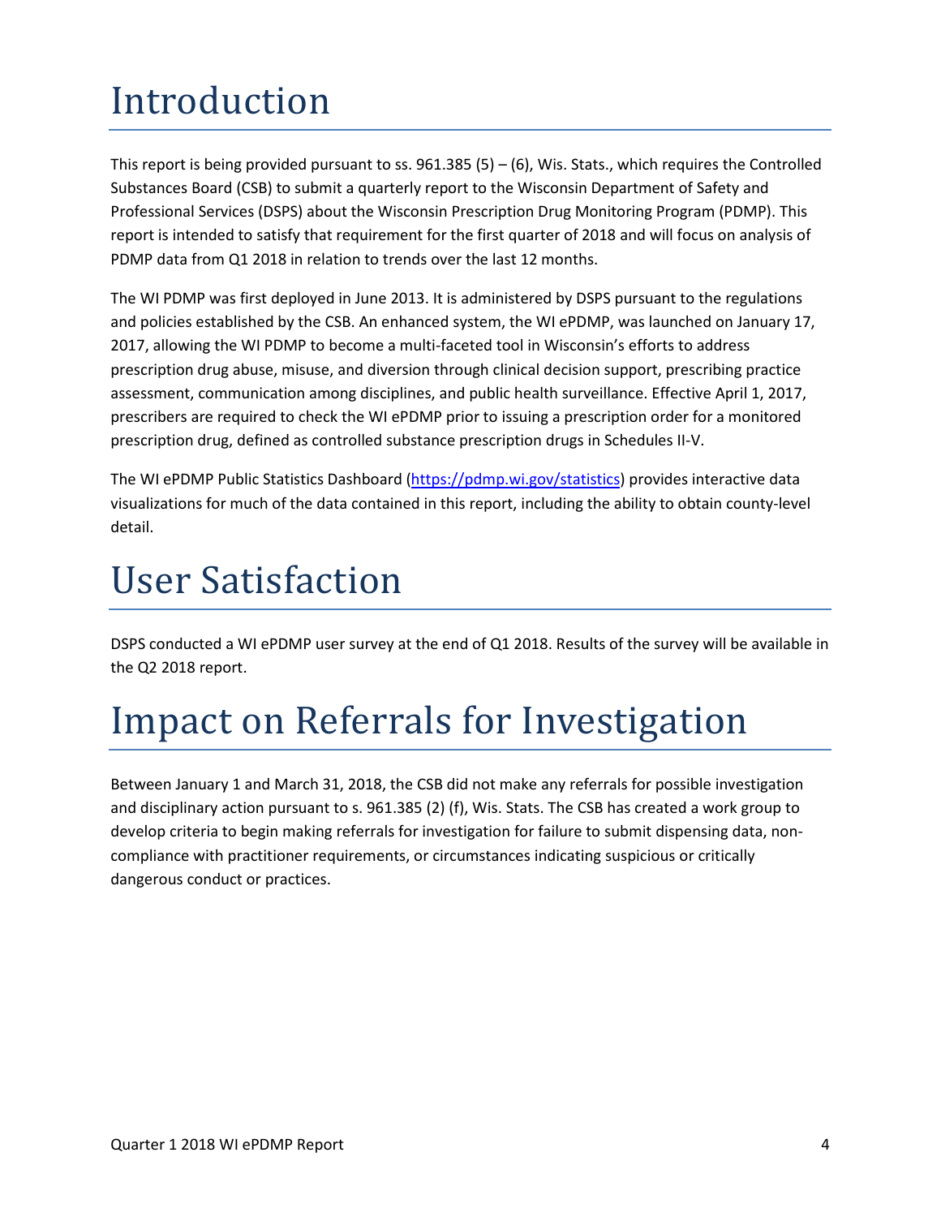# Introduction

This report is being provided pursuant to ss. 961.385 (5) – (6), Wis. Stats., which requires the Controlled Substances Board (CSB) to submit a quarterly report to the Wisconsin Department of Safety and Professional Services (DSPS) about the Wisconsin Prescription Drug Monitoring Program (PDMP). This report is intended to satisfy that requirement for the first quarter of 2018 and will focus on analysis of PDMP data from Q1 2018 in relation to trends over the last 12 months.

The WI PDMP was first deployed in June 2013. It is administered by DSPS pursuant to the regulations and policies established by the CSB. An enhanced system, the WI ePDMP, was launched on January 17, 2017, allowing the WI PDMP to become a multi-faceted tool in Wisconsin's efforts to address prescription drug abuse, misuse, and diversion through clinical decision support, prescribing practice assessment, communication among disciplines, and public health surveillance. Effective April 1, 2017, prescribers are required to check the WI ePDMP prior to issuing a prescription order for a monitored prescription drug, defined as controlled substance prescription drugs in Schedules II-V.

The WI ePDMP Public Statistics Dashboard (https://pdmp.wi.gov/statistics) provides interactive data visualizations for much of the data contained in this report, including the ability to obtain county-level detail.

# User Satisfaction

DSPS conducted a WI ePDMP user survey at the end of Q1 2018. Results of the survey will be available in the Q2 2018 report.

# Impact on Referrals for Investigation

Between January 1 and March 31, 2018, the CSB did not make any referrals for possible investigation and disciplinary action pursuant to s. 961.385 (2) (f), Wis. Stats. The CSB has created a work group to develop criteria to begin making referrals for investigation for failure to submit dispensing data, non-compliance with practitioner requirements, or circumstances indicating suspicious or critically dangerous conduct or practices.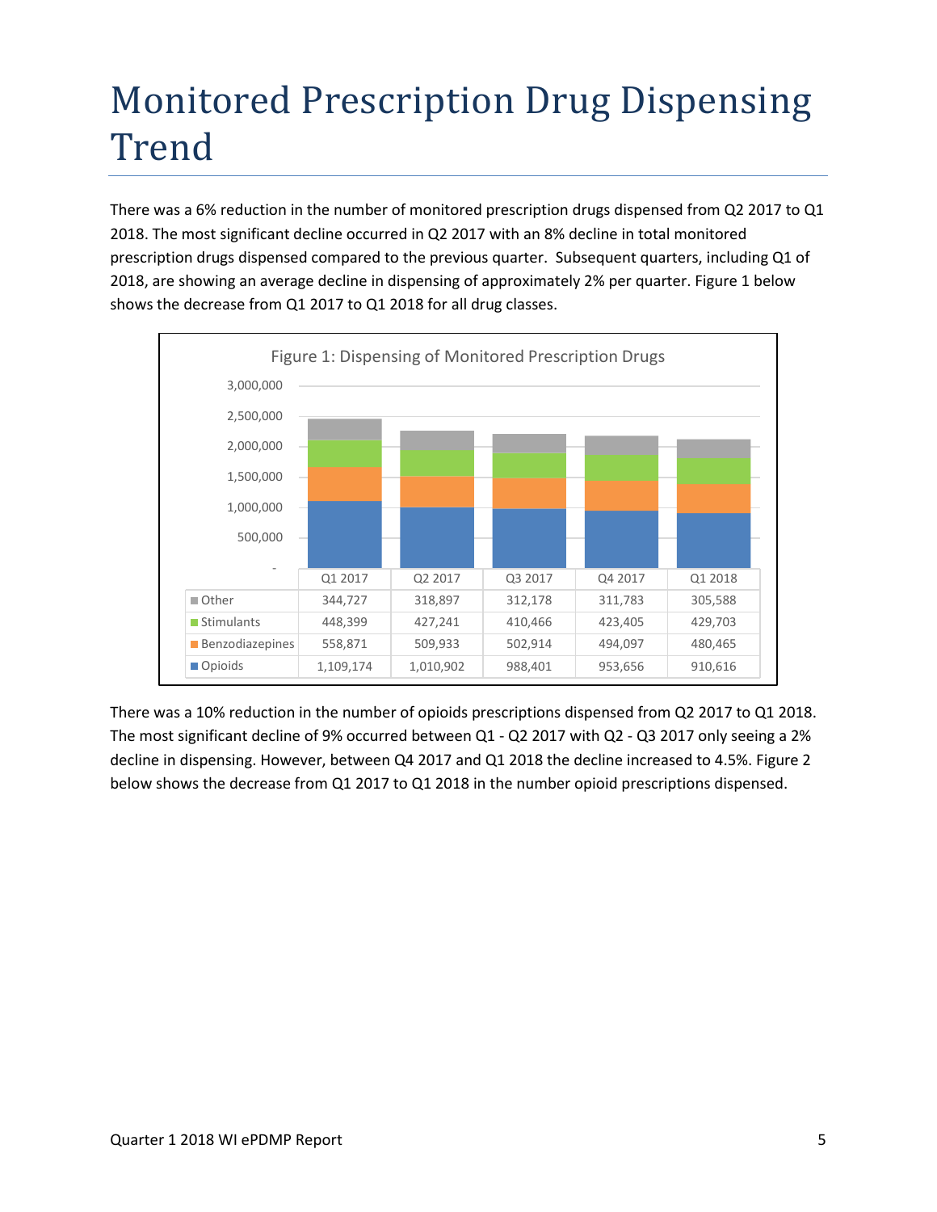# Monitored Prescription Drug Dispensing Trend

There was a 6% reduction in the number of monitored prescription drugs dispensed from Q2 2017 to Q1 2018. The most significant decline occurred in Q2 2017 with an 8% decline in total monitored prescription drugs dispensed compared to the previous quarter. Subsequent quarters, including Q1 of 2018, are showing an average decline in dispensing of approximately 2% per quarter. Figure 1 below shows the decrease from Q1 2017 to Q1 2018 for all drug classes.

Figure 1: Dispensing of Monitored Prescription Drugs

| | Q1 2017 | Q2 2017 | Q3 2017 | Q4 2017 | Q1 2018 |
|---|---|---|---|---|---|
| Other | 344,727 | 318,897 | 312,178 | 311,783 | 305,588 |
| Stimulants | 448,399 | 427,241 | 410,466 | 423,405 | 429,703 |
| Benzodiazepines | 558,871 | 509,933 | 502,914 | 494,097 | 480,465 |
| Opioids | 1,109,174 | 1,010,902 | 988,401 | 953,656 | 910,616 |

There was a 10% reduction in the number of opioids prescriptions dispensed from Q2 2017 to Q1 2018. The most significant decline of 9% occurred between Q1 - Q2 2017 with Q2 - Q3 2017 only seeing a 2% decline in dispensing. However, between Q4 2017 and Q1 2018 the decline increased to 4.5%. Figure 2 below shows the decrease from Q1 2017 to Q1 2018 in the number opioid prescriptions dispensed.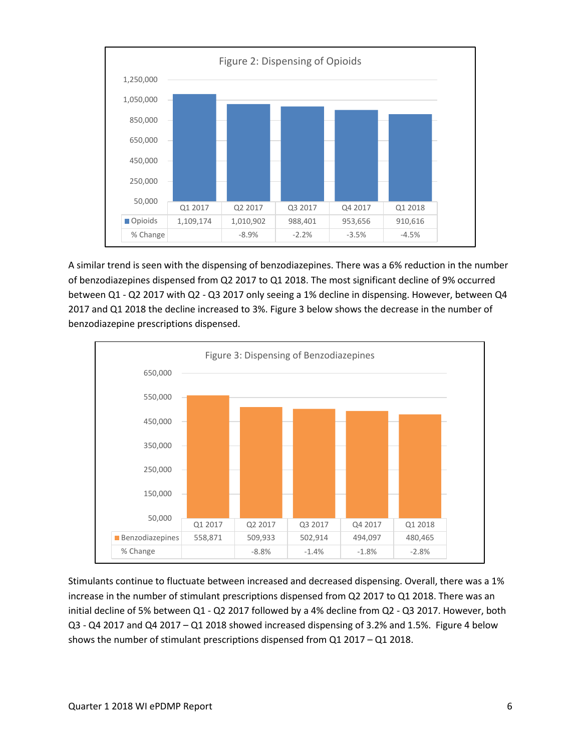**Figure 2: Dispensing of Opioids**

| | Q1 2017 | Q2 2017 | Q3 2017 | Q4 2017 | Q1 2018 |
|---|---|---|---|---|---|
| Opioids | 1,109,174 | 1,010,902 | 988,401 | 953,656 | 910,616 |
| % Change | | -8.9% | -2.2% | -3.5% | -4.5% |

A similar trend is seen with the dispensing of benzodiazepines. There was a 6% reduction in the number of benzodiazepines dispensed from Q2 2017 to Q1 2018. The most significant decline of 9% occurred between Q1 - Q2 2017 with Q2 - Q3 2017 only seeing a 1% decline in dispensing. However, between Q4 2017 and Q1 2018 the decline increased to 3%. Figure 3 below shows the decrease in the number of benzodiazepine prescriptions dispensed.

**Figure 3: Dispensing of Benzodiazepines**

| | Q1 2017 | Q2 2017 | Q3 2017 | Q4 2017 | Q1 2018 |
|---|---|---|---|---|---|
| Benzodiazepines | 558,871 | 509,933 | 502,914 | 494,097 | 480,465 |
| % Change | | -8.8% | -1.4% | -1.8% | -2.8% |

Stimulants continue to fluctuate between increased and decreased dispensing. Overall, there was a 1% increase in the number of stimulant prescriptions dispensed from Q2 2017 to Q1 2018. There was an initial decline of 5% between Q1 - Q2 2017 followed by a 4% decline from Q2 - Q3 2017. However, both Q3 - Q4 2017 and Q4 2017 – Q1 2018 showed increased dispensing of 3.2% and 1.5%. Figure 4 below shows the number of stimulant prescriptions dispensed from Q1 2017 – Q1 2018.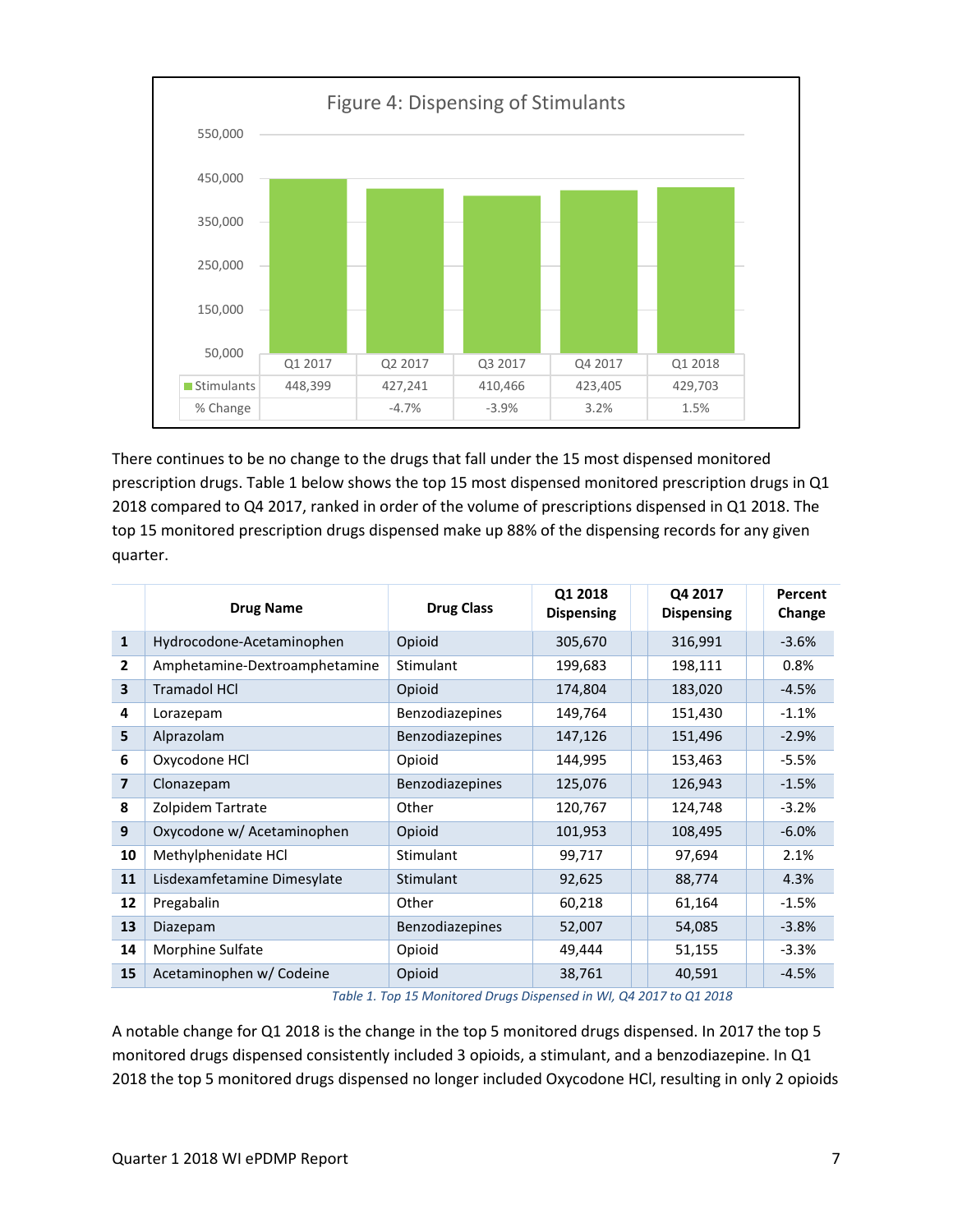Figure 4: Dispensing of Stimulants

| | Q1 2017 | Q2 2017 | Q3 2017 | Q4 2017 | Q1 2018 |
|---|---|---|---|---|---|
| Stimulants | 448,399 | 427,241 | 410,466 | 423,405 | 429,703 |
| % Change | | -4.7% | -3.9% | 3.2% | 1.5% |

There continues to be no change to the drugs that fall under the 15 most dispensed monitored prescription drugs. Table 1 below shows the top 15 most dispensed monitored prescription drugs in Q1 2018 compared to Q4 2017, ranked in order of the volume of prescriptions dispensed in Q1 2018. The top 15 monitored prescription drugs dispensed make up 88% of the dispensing records for any given quarter.

| | Drug Name | Drug Class | Q1 2018 Dispensing | Q4 2017 Dispensing | Percent Change |
|---|---|---|---|---|---|
| 1 | Hydrocodone-Acetaminophen | Opioid | 305,670 | 316,991 | -3.6% |
| 2 | Amphetamine-Dextroamphetamine | Stimulant | 199,683 | 198,111 | 0.8% |
| 3 | Tramadol HCl | Opioid | 174,804 | 183,020 | -4.5% |
| 4 | Lorazepam | Benzodiazepines | 149,764 | 151,430 | -1.1% |
| 5 | Alprazolam | Benzodiazepines | 147,126 | 151,496 | -2.9% |
| 6 | Oxycodone HCl | Opioid | 144,995 | 153,463 | -5.5% |
| 7 | Clonazepam | Benzodiazepines | 125,076 | 126,943 | -1.5% |
| 8 | Zolpidem Tartrate | Other | 120,767 | 124,748 | -3.2% |
| 9 | Oxycodone w/ Acetaminophen | Opioid | 101,953 | 108,495 | -6.0% |
| 10 | Methylphenidate HCl | Stimulant | 99,717 | 97,694 | 2.1% |
| 11 | Lisdexamfetamine Dimesylate | Stimulant | 92,625 | 88,774 | 4.3% |
| 12 | Pregabalin | Other | 60,218 | 61,164 | -1.5% |
| 13 | Diazepam | Benzodiazepines | 52,007 | 54,085 | -3.8% |
| 14 | Morphine Sulfate | Opioid | 49,444 | 51,155 | -3.3% |
| 15 | Acetaminophen w/ Codeine | Opioid | 38,761 | 40,591 | -4.5% |

*Table 1. Top 15 Monitored Drugs Dispensed in WI, Q4 2017 to Q1 2018*

A notable change for Q1 2018 is the change in the top 5 monitored drugs dispensed. In 2017 the top 5 monitored drugs dispensed consistently included 3 opioids, a stimulant, and a benzodiazepine. In Q1 2018 the top 5 monitored drugs dispensed no longer included Oxycodone HCl, resulting in only 2 opioids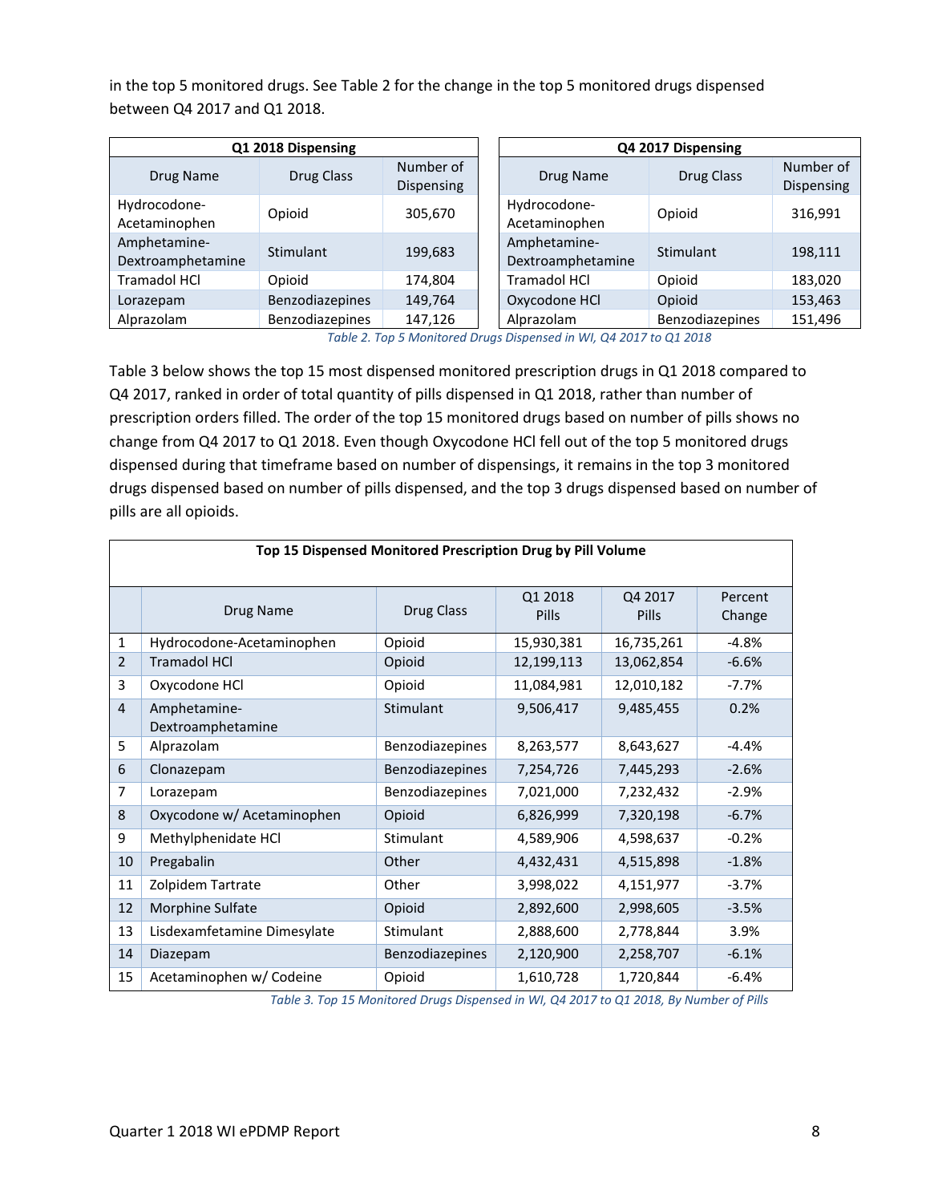in the top 5 monitored drugs. See Table 2 for the change in the top 5 monitored drugs dispensed between Q4 2017 and Q1 2018.

| Q1 2018 Dispensing | | | Q4 2017 Dispensing | | |
|---|---|---|---|---|---|
| Drug Name | Drug Class | Number of Dispensing | Drug Name | Drug Class | Number of Dispensing |
| Hydrocodone-Acetaminophen | Opioid | 305,670 | Hydrocodone-Acetaminophen | Opioid | 316,991 |
| Amphetamine-Dextroamphetamine | Stimulant | 199,683 | Amphetamine-Dextroamphetamine | Stimulant | 198,111 |
| Tramadol HCl | Opioid | 174,804 | Tramadol HCl | Opioid | 183,020 |
| Lorazepam | Benzodiazepines | 149,764 | Oxycodone HCl | Opioid | 153,463 |
| Alprazolam | Benzodiazepines | 147,126 | Alprazolam | Benzodiazepines | 151,496 |

*Table 2. Top 5 Monitored Drugs Dispensed in WI, Q4 2017 to Q1 2018*

Table 3 below shows the top 15 most dispensed monitored prescription drugs in Q1 2018 compared to Q4 2017, ranked in order of total quantity of pills dispensed in Q1 2018, rather than number of prescription orders filled. The order of the top 15 monitored drugs based on number of pills shows no change from Q4 2017 to Q1 2018. Even though Oxycodone HCl fell out of the top 5 monitored drugs dispensed during that timeframe based on number of dispensings, it remains in the top 3 monitored drugs dispensed based on number of pills dispensed, and the top 3 drugs dispensed based on number of pills are all opioids.

| Top 15 Dispensed Monitored Prescription Drug by Pill Volume | | | | | |
|---|---|---|---|---|---|
| | Drug Name | Drug Class | Q1 2018 Pills | Q4 2017 Pills | Percent Change |
| 1 | Hydrocodone-Acetaminophen | Opioid | 15,930,381 | 16,735,261 | -4.8% |
| 2 | Tramadol HCl | Opioid | 12,199,113 | 13,062,854 | -6.6% |
| 3 | Oxycodone HCl | Opioid | 11,084,981 | 12,010,182 | -7.7% |
| 4 | Amphetamine-Dextroamphetamine | Stimulant | 9,506,417 | 9,485,455 | 0.2% |
| 5 | Alprazolam | Benzodiazepines | 8,263,577 | 8,643,627 | -4.4% |
| 6 | Clonazepam | Benzodiazepines | 7,254,726 | 7,445,293 | -2.6% |
| 7 | Lorazepam | Benzodiazepines | 7,021,000 | 7,232,432 | -2.9% |
| 8 | Oxycodone w/ Acetaminophen | Opioid | 6,826,999 | 7,320,198 | -6.7% |
| 9 | Methylphenidate HCl | Stimulant | 4,589,906 | 4,598,637 | -0.2% |
| 10 | Pregabalin | Other | 4,432,431 | 4,515,898 | -1.8% |
| 11 | Zolpidem Tartrate | Other | 3,998,022 | 4,151,977 | -3.7% |
| 12 | Morphine Sulfate | Opioid | 2,892,600 | 2,998,605 | -3.5% |
| 13 | Lisdexamfetamine Dimesylate | Stimulant | 2,888,600 | 2,778,844 | 3.9% |
| 14 | Diazepam | Benzodiazepines | 2,120,900 | 2,258,707 | -6.1% |
| 15 | Acetaminophen w/ Codeine | Opioid | 1,610,728 | 1,720,844 | -6.4% |

*Table 3. Top 15 Monitored Drugs Dispensed in WI, Q4 2017 to Q1 2018, By Number of Pills*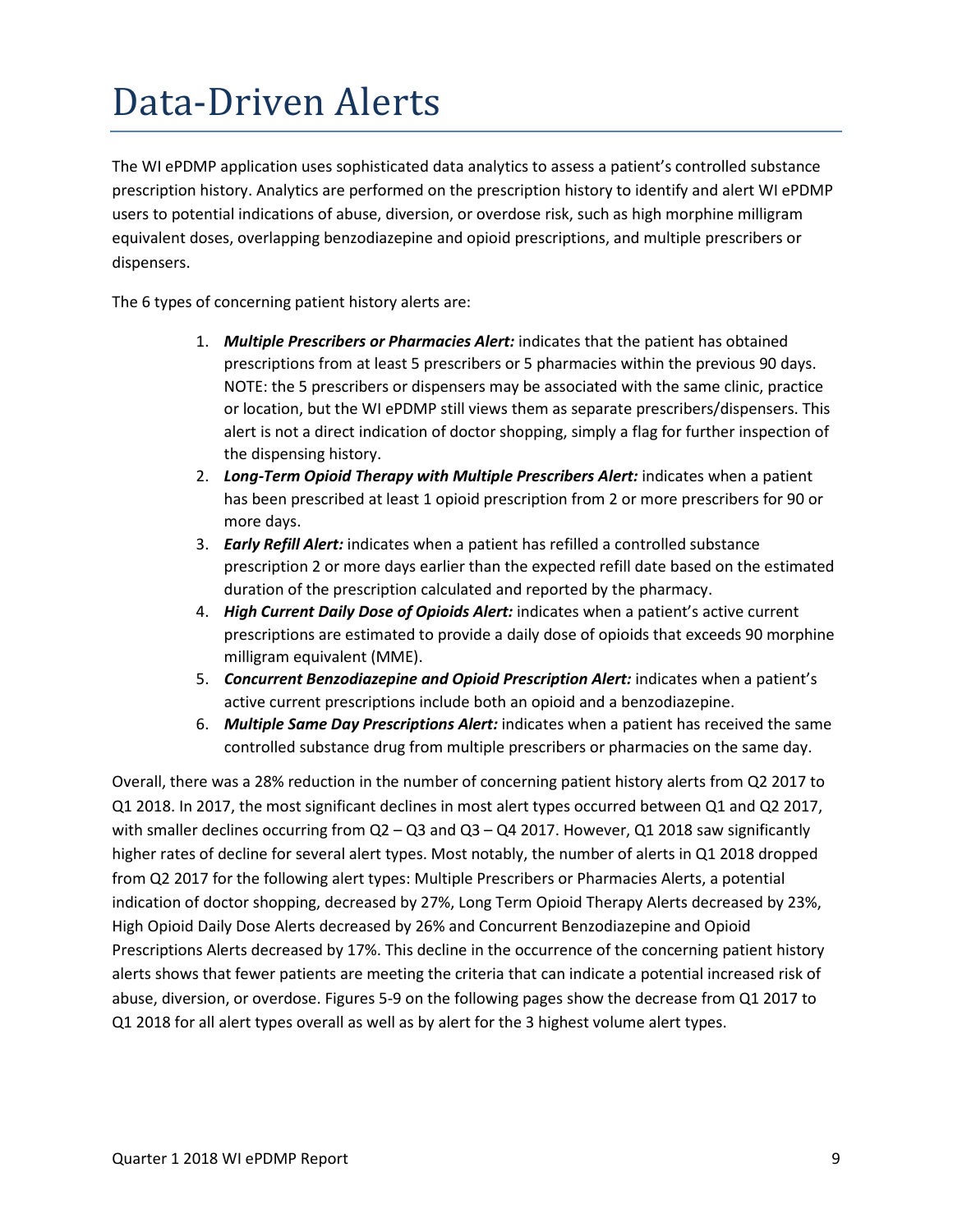# Data-Driven Alerts

The WI ePDMP application uses sophisticated data analytics to assess a patient's controlled substance prescription history. Analytics are performed on the prescription history to identify and alert WI ePDMP users to potential indications of abuse, diversion, or overdose risk, such as high morphine milligram equivalent doses, overlapping benzodiazepine and opioid prescriptions, and multiple prescribers or dispensers.

The 6 types of concerning patient history alerts are:

1. ***Multiple Prescribers or Pharmacies Alert:*** indicates that the patient has obtained prescriptions from at least 5 prescribers or 5 pharmacies within the previous 90 days. NOTE: the 5 prescribers or dispensers may be associated with the same clinic, practice or location, but the WI ePDMP still views them as separate prescribers/dispensers. This alert is not a direct indication of doctor shopping, simply a flag for further inspection of the dispensing history.
2. ***Long-Term Opioid Therapy with Multiple Prescribers Alert:*** indicates when a patient has been prescribed at least 1 opioid prescription from 2 or more prescribers for 90 or more days.
3. ***Early Refill Alert:*** indicates when a patient has refilled a controlled substance prescription 2 or more days earlier than the expected refill date based on the estimated duration of the prescription calculated and reported by the pharmacy.
4. ***High Current Daily Dose of Opioids Alert:*** indicates when a patient's active current prescriptions are estimated to provide a daily dose of opioids that exceeds 90 morphine milligram equivalent (MME).
5. ***Concurrent Benzodiazepine and Opioid Prescription Alert:*** indicates when a patient's active current prescriptions include both an opioid and a benzodiazepine.
6. ***Multiple Same Day Prescriptions Alert:*** indicates when a patient has received the same controlled substance drug from multiple prescribers or pharmacies on the same day.

Overall, there was a 28% reduction in the number of concerning patient history alerts from Q2 2017 to Q1 2018. In 2017, the most significant declines in most alert types occurred between Q1 and Q2 2017, with smaller declines occurring from Q2 – Q3 and Q3 – Q4 2017. However, Q1 2018 saw significantly higher rates of decline for several alert types. Most notably, the number of alerts in Q1 2018 dropped from Q2 2017 for the following alert types: Multiple Prescribers or Pharmacies Alerts, a potential indication of doctor shopping, decreased by 27%, Long Term Opioid Therapy Alerts decreased by 23%, High Opioid Daily Dose Alerts decreased by 26% and Concurrent Benzodiazepine and Opioid Prescriptions Alerts decreased by 17%. This decline in the occurrence of the concerning patient history alerts shows that fewer patients are meeting the criteria that can indicate a potential increased risk of abuse, diversion, or overdose. Figures 5-9 on the following pages show the decrease from Q1 2017 to Q1 2018 for all alert types overall as well as by alert for the 3 highest volume alert types.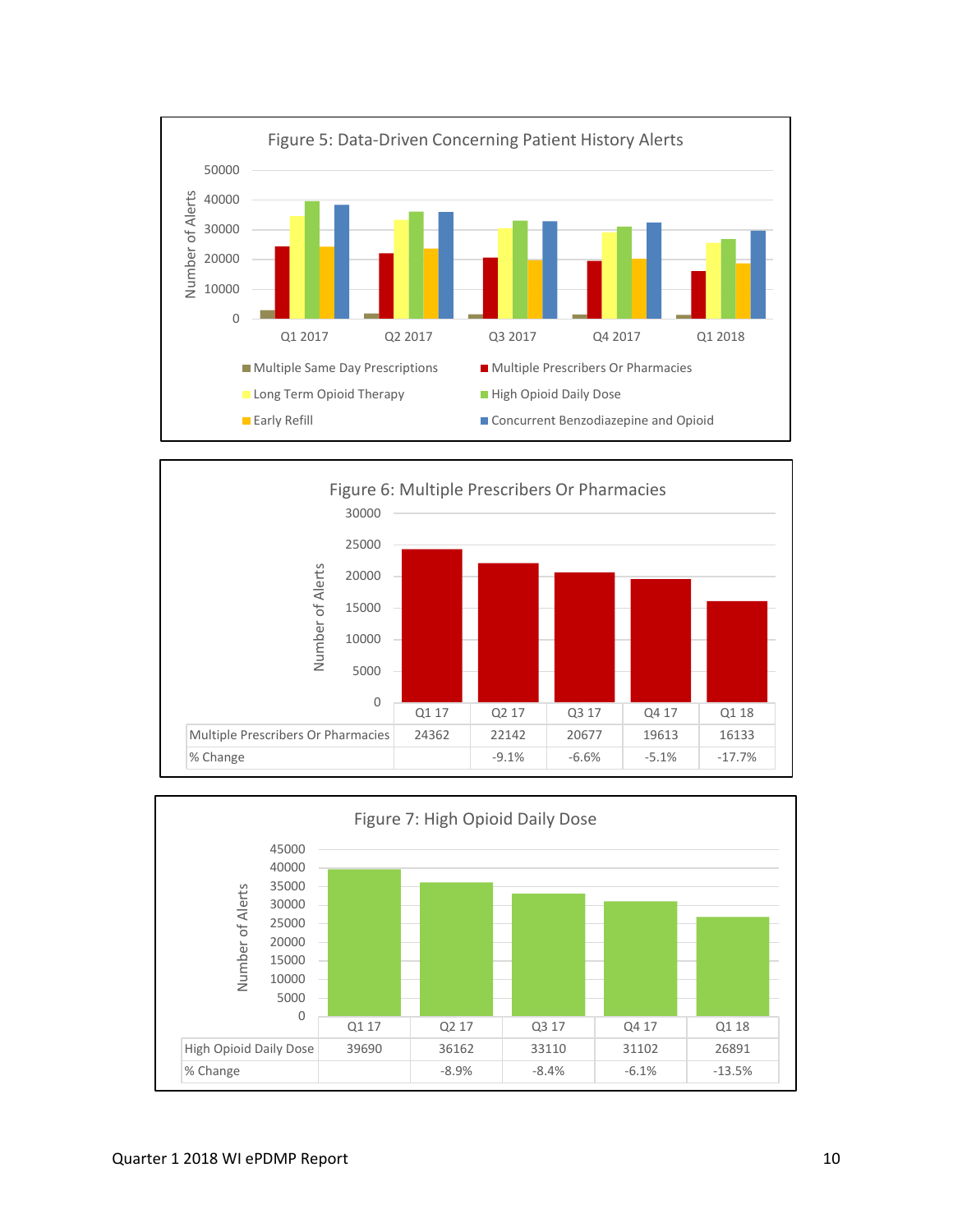**Figure 5: Data-Driven Concerning Patient History Alerts**

Legend: Multiple Same Day Prescriptions; Multiple Prescribers Or Pharmacies; Long Term Opioid Therapy; High Opioid Daily Dose; Early Refill; Concurrent Benzodiazepine and Opioid

**Figure 6: Multiple Prescribers Or Pharmacies**

| | Q1 17 | Q2 17 | Q3 17 | Q4 17 | Q1 18 |
|---|---|---|---|---|---|
| Multiple Prescribers Or Pharmacies | 24362 | 22142 | 20677 | 19613 | 16133 |
| % Change | | -9.1% | -6.6% | -5.1% | -17.7% |

**Figure 7: High Opioid Daily Dose**

| | Q1 17 | Q2 17 | Q3 17 | Q4 17 | Q1 18 |
|---|---|---|---|---|---|
| High Opioid Daily Dose | 39690 | 36162 | 33110 | 31102 | 26891 |
| % Change | | -8.9% | -8.4% | -6.1% | -13.5% |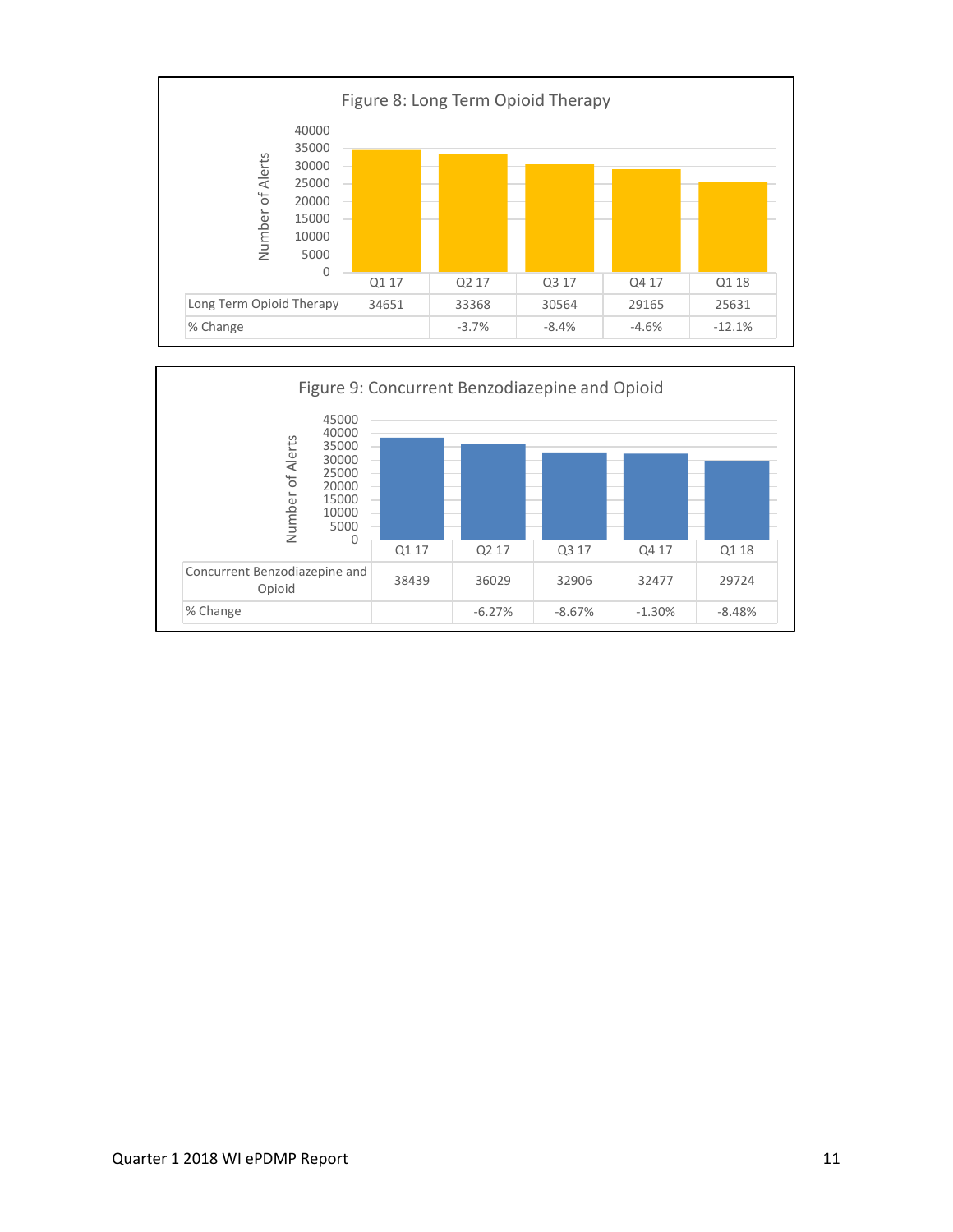**Figure 8: Long Term Opioid Therapy**

| | Q1 17 | Q2 17 | Q3 17 | Q4 17 | Q1 18 |
|---|---|---|---|---|---|
| Long Term Opioid Therapy | 34651 | 33368 | 30564 | 29165 | 25631 |
| % Change | | -3.7% | -8.4% | -4.6% | -12.1% |

**Figure 9: Concurrent Benzodiazepine and Opioid**

| | Q1 17 | Q2 17 | Q3 17 | Q4 17 | Q1 18 |
|---|---|---|---|---|---|
| Concurrent Benzodiazepine and Opioid | 38439 | 36029 | 32906 | 32477 | 29724 |
| % Change | | -6.27% | -8.67% | -1.30% | -8.48% |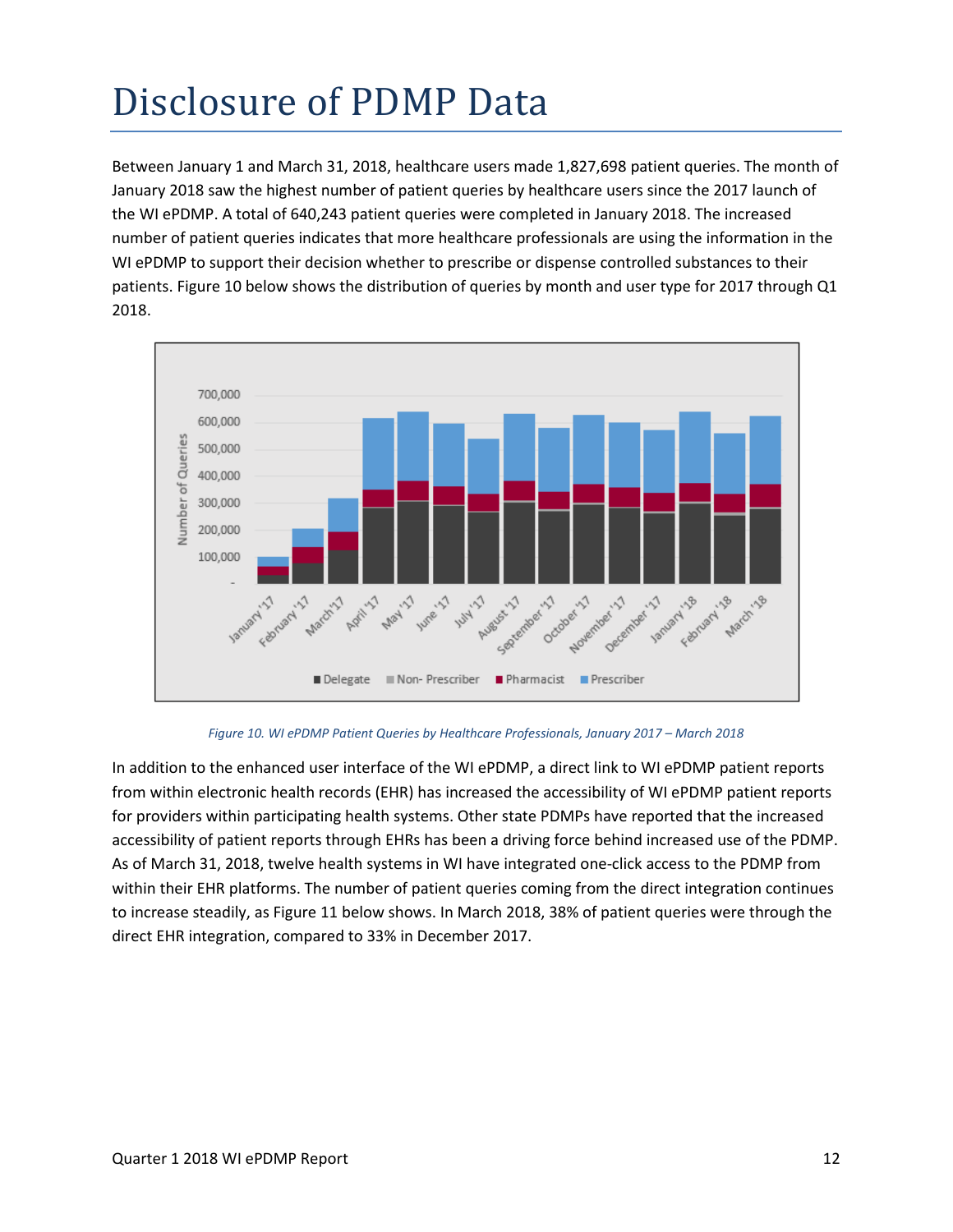# Disclosure of PDMP Data

Between January 1 and March 31, 2018, healthcare users made 1,827,698 patient queries. The month of January 2018 saw the highest number of patient queries by healthcare users since the 2017 launch of the WI ePDMP. A total of 640,243 patient queries were completed in January 2018. The increased number of patient queries indicates that more healthcare professionals are using the information in the WI ePDMP to support their decision whether to prescribe or dispense controlled substances to their patients. Figure 10 below shows the distribution of queries by month and user type for 2017 through Q1 2018.

*Figure 10. WI ePDMP Patient Queries by Healthcare Professionals, January 2017 – March 2018*

In addition to the enhanced user interface of the WI ePDMP, a direct link to WI ePDMP patient reports from within electronic health records (EHR) has increased the accessibility of WI ePDMP patient reports for providers within participating health systems. Other state PDMPs have reported that the increased accessibility of patient reports through EHRs has been a driving force behind increased use of the PDMP. As of March 31, 2018, twelve health systems in WI have integrated one-click access to the PDMP from within their EHR platforms. The number of patient queries coming from the direct integration continues to increase steadily, as Figure 11 below shows. In March 2018, 38% of patient queries were through the direct EHR integration, compared to 33% in December 2017.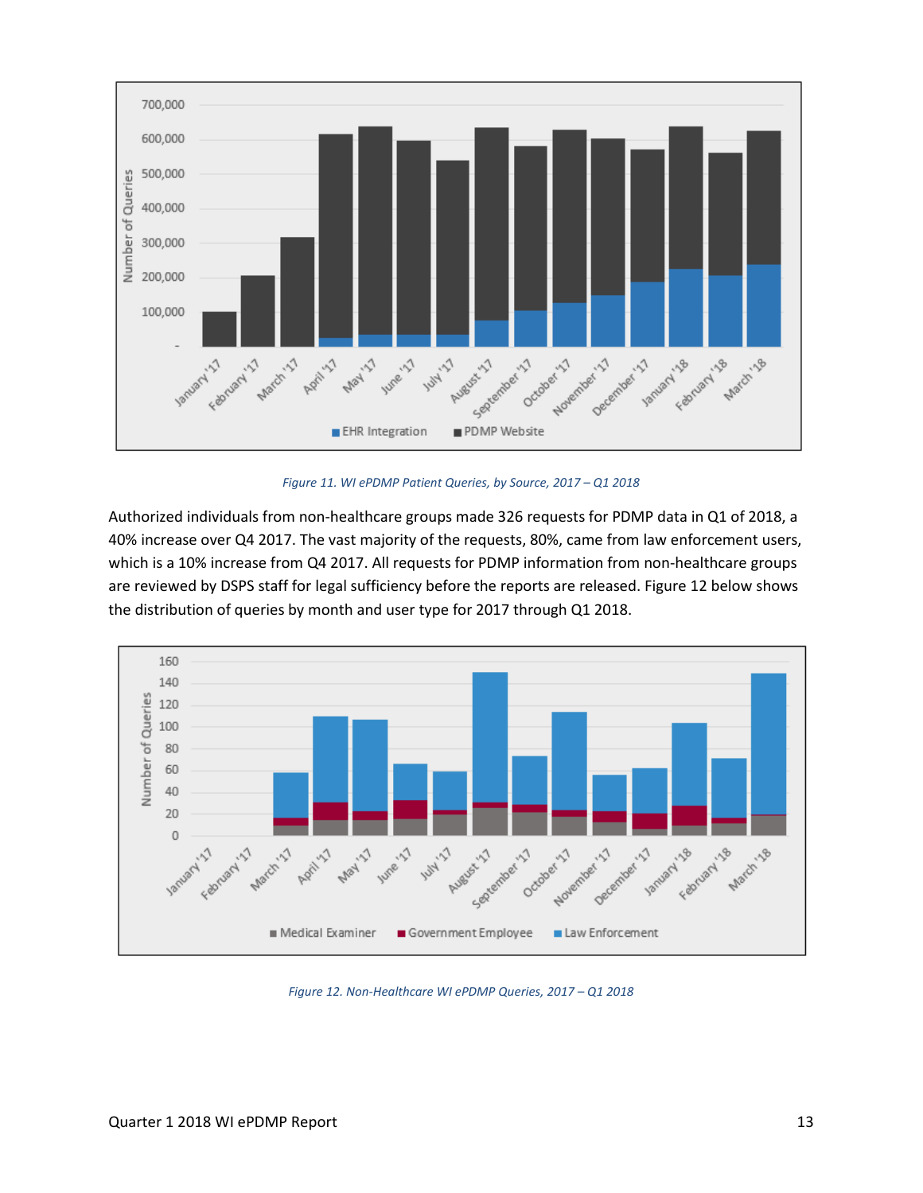Figure 11. WI ePDMP Patient Queries, by Source, 2017 – Q1 2018

Authorized individuals from non-healthcare groups made 326 requests for PDMP data in Q1 of 2018, a 40% increase over Q4 2017. The vast majority of the requests, 80%, came from law enforcement users, which is a 10% increase from Q4 2017. All requests for PDMP information from non-healthcare groups are reviewed by DSPS staff for legal sufficiency before the reports are released. Figure 12 below shows the distribution of queries by month and user type for 2017 through Q1 2018.

Figure 12. Non-Healthcare WI ePDMP Queries, 2017 – Q1 2018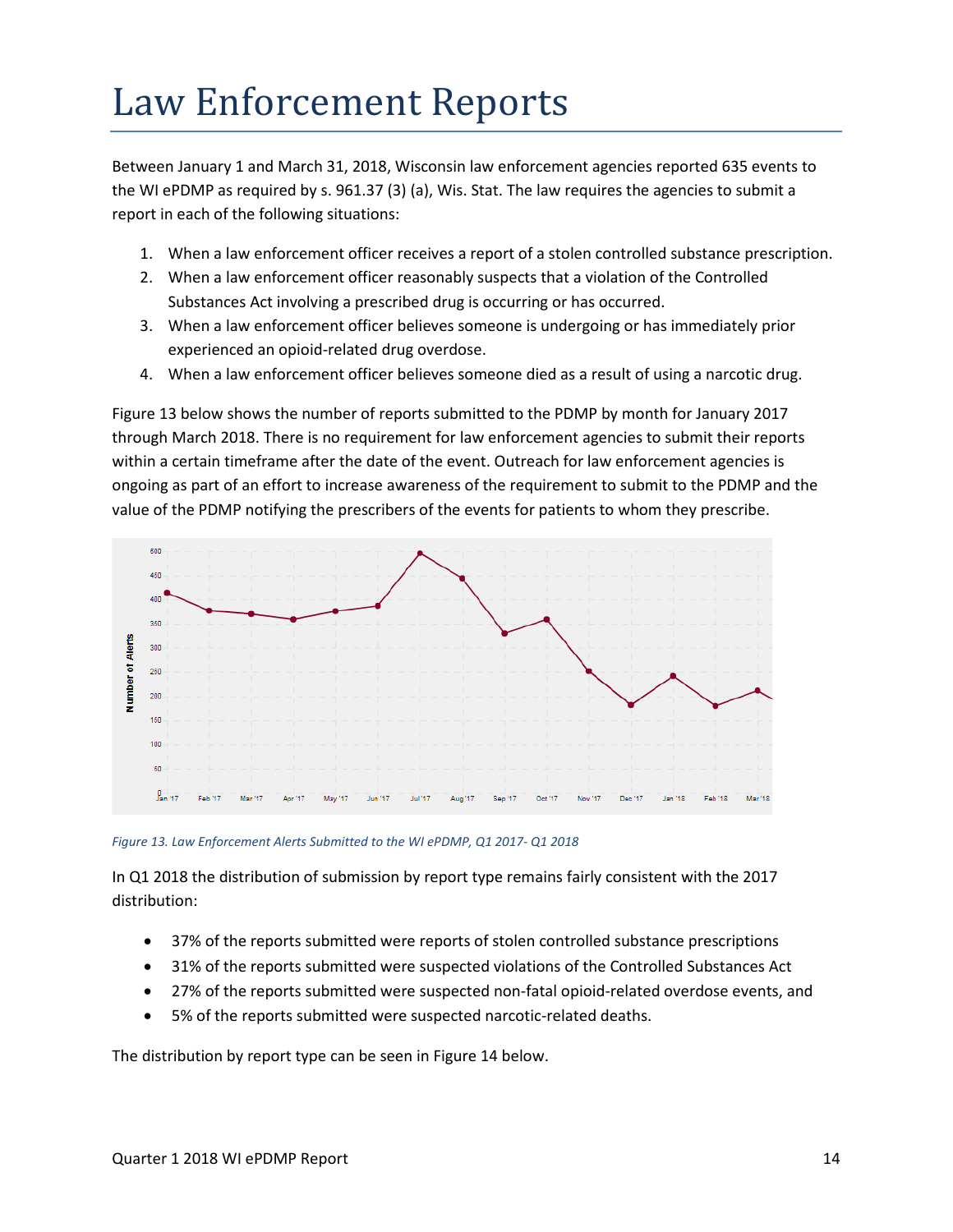# Law Enforcement Reports

Between January 1 and March 31, 2018, Wisconsin law enforcement agencies reported 635 events to the WI ePDMP as required by s. 961.37 (3) (a), Wis. Stat. The law requires the agencies to submit a report in each of the following situations:

1. When a law enforcement officer receives a report of a stolen controlled substance prescription.
2. When a law enforcement officer reasonably suspects that a violation of the Controlled Substances Act involving a prescribed drug is occurring or has occurred.
3. When a law enforcement officer believes someone is undergoing or has immediately prior experienced an opioid-related drug overdose.
4. When a law enforcement officer believes someone died as a result of using a narcotic drug.

Figure 13 below shows the number of reports submitted to the PDMP by month for January 2017 through March 2018. There is no requirement for law enforcement agencies to submit their reports within a certain timeframe after the date of the event. Outreach for law enforcement agencies is ongoing as part of an effort to increase awareness of the requirement to submit to the PDMP and the value of the PDMP notifying the prescribers of the events for patients to whom they prescribe.

*Figure 13. Law Enforcement Alerts Submitted to the WI ePDMP, Q1 2017- Q1 2018*

In Q1 2018 the distribution of submission by report type remains fairly consistent with the 2017 distribution:

- 37% of the reports submitted were reports of stolen controlled substance prescriptions
- 31% of the reports submitted were suspected violations of the Controlled Substances Act
- 27% of the reports submitted were suspected non-fatal opioid-related overdose events, and
- 5% of the reports submitted were suspected narcotic-related deaths.

The distribution by report type can be seen in Figure 14 below.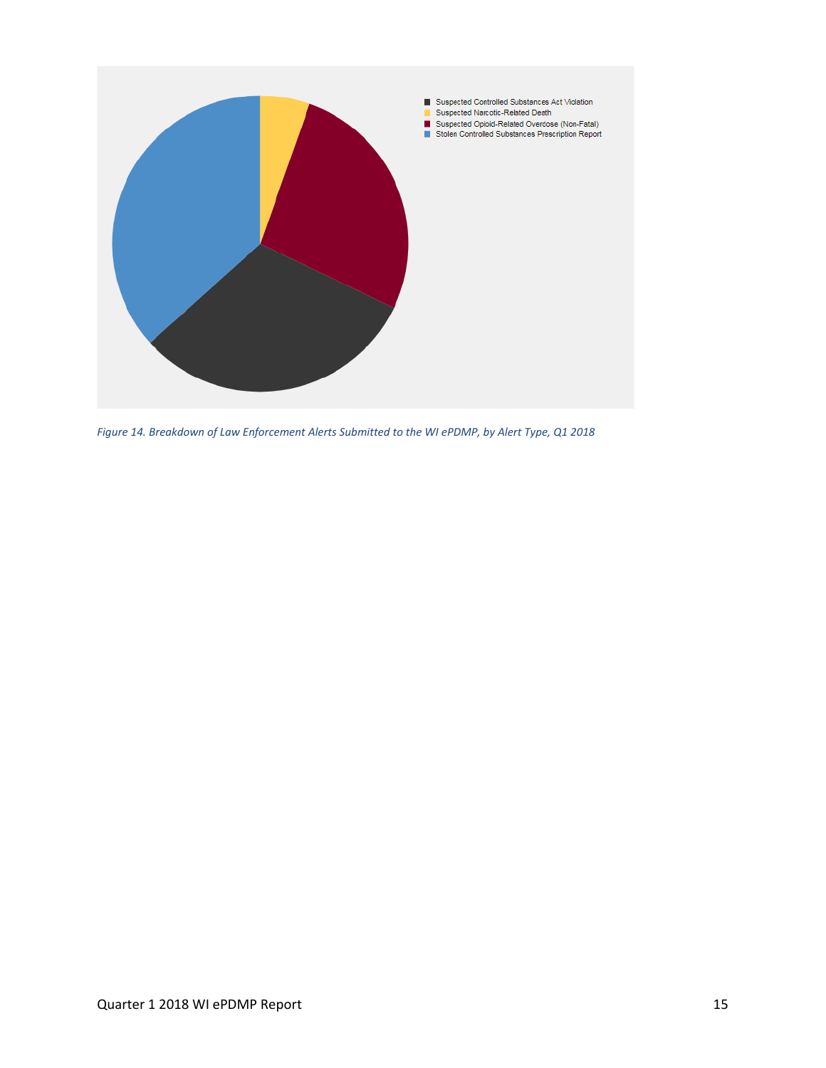- Suspected Controlled Substances Act Violation
- Suspected Narcotic-Related Death
- Suspected Opioid-Related Overdose (Non-Fatal)
- Stolen Controlled Substances Prescription Report

*Figure 14. Breakdown of Law Enforcement Alerts Submitted to the WI ePDMP, by Alert Type, Q1 2018*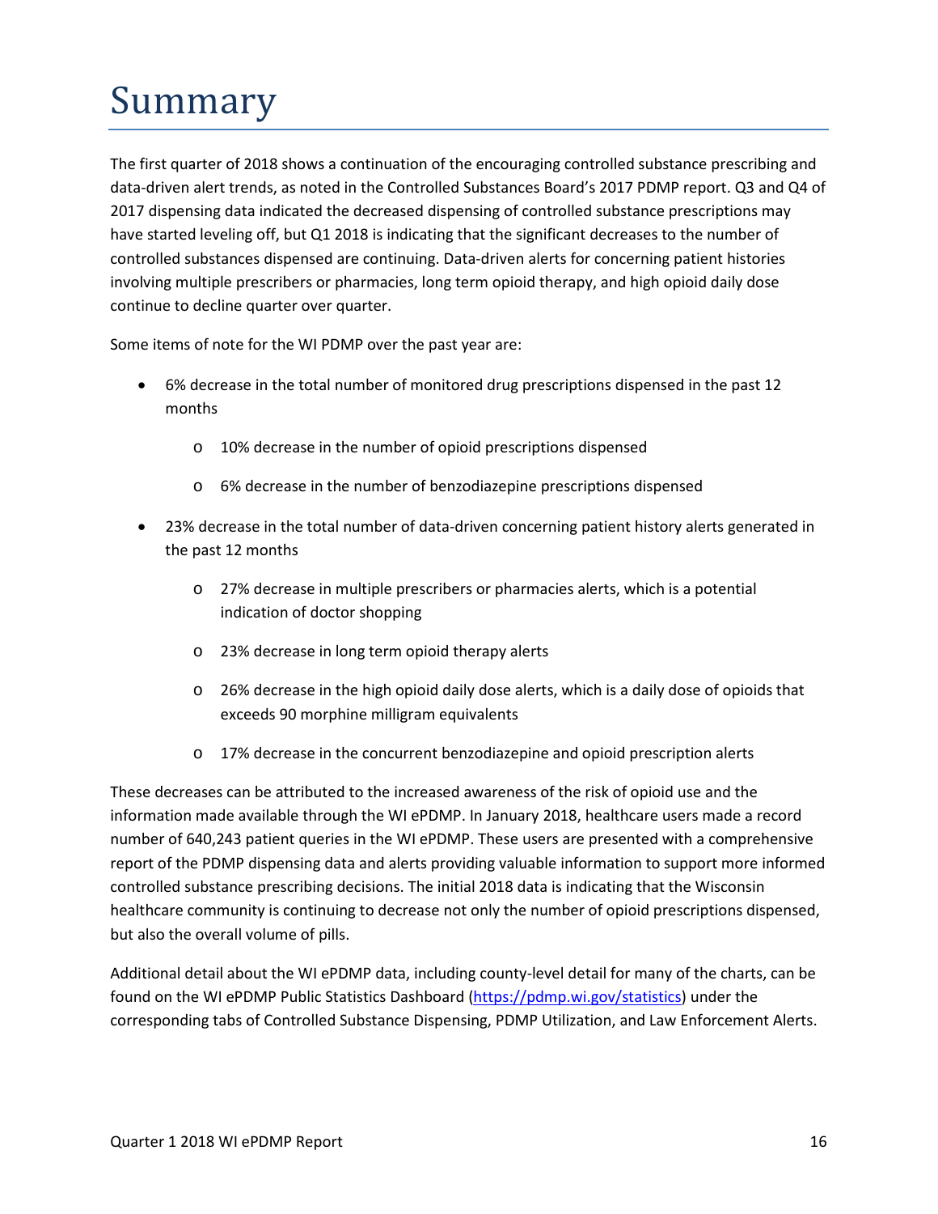# Summary

The first quarter of 2018 shows a continuation of the encouraging controlled substance prescribing and data-driven alert trends, as noted in the Controlled Substances Board's 2017 PDMP report. Q3 and Q4 of 2017 dispensing data indicated the decreased dispensing of controlled substance prescriptions may have started leveling off, but Q1 2018 is indicating that the significant decreases to the number of controlled substances dispensed are continuing. Data-driven alerts for concerning patient histories involving multiple prescribers or pharmacies, long term opioid therapy, and high opioid daily dose continue to decline quarter over quarter.

Some items of note for the WI PDMP over the past year are:

- 6% decrease in the total number of monitored drug prescriptions dispensed in the past 12 months
  - 10% decrease in the number of opioid prescriptions dispensed
  - 6% decrease in the number of benzodiazepine prescriptions dispensed
- 23% decrease in the total number of data-driven concerning patient history alerts generated in the past 12 months
  - 27% decrease in multiple prescribers or pharmacies alerts, which is a potential indication of doctor shopping
  - 23% decrease in long term opioid therapy alerts
  - 26% decrease in the high opioid daily dose alerts, which is a daily dose of opioids that exceeds 90 morphine milligram equivalents
  - 17% decrease in the concurrent benzodiazepine and opioid prescription alerts

These decreases can be attributed to the increased awareness of the risk of opioid use and the information made available through the WI ePDMP. In January 2018, healthcare users made a record number of 640,243 patient queries in the WI ePDMP. These users are presented with a comprehensive report of the PDMP dispensing data and alerts providing valuable information to support more informed controlled substance prescribing decisions. The initial 2018 data is indicating that the Wisconsin healthcare community is continuing to decrease not only the number of opioid prescriptions dispensed, but also the overall volume of pills.

Additional detail about the WI ePDMP data, including county-level detail for many of the charts, can be found on the WI ePDMP Public Statistics Dashboard (https://pdmp.wi.gov/statistics) under the corresponding tabs of Controlled Substance Dispensing, PDMP Utilization, and Law Enforcement Alerts.